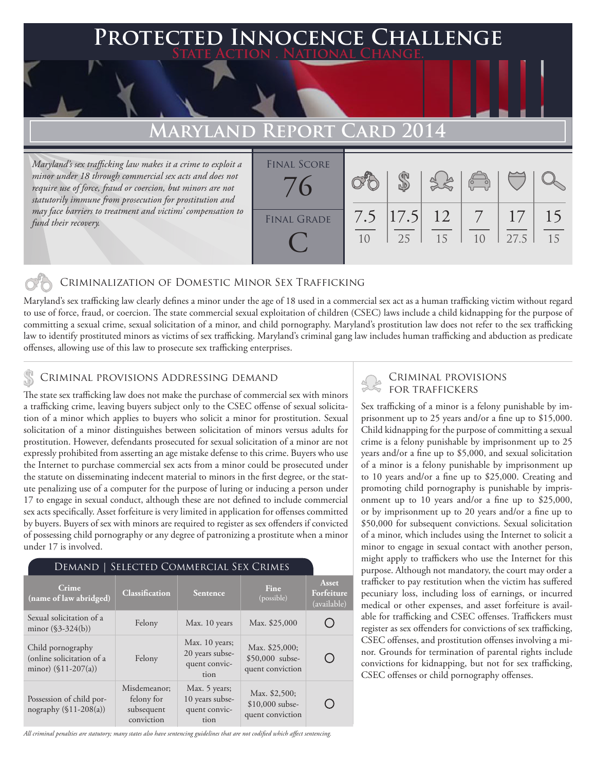# Protected Innocence Challenge

State Action . National Change.

## Maryland Report Card 2014

*Maryland's sex trafficking law makes it a crime to exploit a minor under 18 through commercial sex acts and does not require use of force, fraud or coercion, but minors are not statutorily immune from prosecution for prostitution and may face barriers to treatment and victims' compensation to fund their recovery.*

| Final Score | Final Grade |
|---|---|
| 76 | C |

| Criminalization | Demand | Traffickers | Facilitators | Protective Provisions | Criminal Justice Tools |
|---|---|---|---|---|---|
| 7.5/10 | 17.5/25 | 12/15 | 7/10 | 17/27.5 | 15/15 |

## Criminalization of Domestic Minor Sex Trafficking

Maryland's sex trafficking law clearly defines a minor under the age of 18 used in a commercial sex act as a human trafficking victim without regard to use of force, fraud, or coercion. The state commercial sexual exploitation of children (CSEC) laws include a child kidnapping for the purpose of committing a sexual crime, sexual solicitation of a minor, and child pornography. Maryland's prostitution law does not refer to the sex trafficking law to identify prostituted minors as victims of sex trafficking. Maryland's criminal gang law includes human trafficking and abduction as predicate offenses, allowing use of this law to prosecute sex trafficking enterprises.

## Criminal provisions Addressing demand

The state sex trafficking law does not make the purchase of commercial sex with minors a trafficking crime, leaving buyers subject only to the CSEC offense of sexual solicitation of a minor which applies to buyers who solicit a minor for prostitution. Sexual solicitation of a minor distinguishes between solicitation of minors versus adults for prostitution. However, defendants prosecuted for sexual solicitation of a minor are not expressly prohibited from asserting an age mistake defense to this crime. Buyers who use the Internet to purchase commercial sex acts from a minor could be prosecuted under the statute on disseminating indecent material to minors in the first degree, or the statute penalizing use of a computer for the purpose of luring or inducing a person under 17 to engage in sexual conduct, although these are not defined to include commercial sex acts specifically. Asset forfeiture is very limited in application for offenses committed by buyers. Buyers of sex with minors are required to register as sex offenders if convicted of possessing child pornography or any degree of patronizing a prostitute when a minor under 17 is involved.

### Demand | Selected Commercial Sex Crimes

| Crime (name of law abridged) | Classification | Sentence | Fine (possible) | Asset Forfeiture (available) |
|---|---|---|---|---|
| Sexual solicitation of a minor (§3-324(b)) | Felony | Max. 10 years | Max. $25,000 | ○ |
| Child pornography (online solicitation of a minor) (§11-207(a)) | Felony | Max. 10 years; 20 years subsequent conviction | Max. $25,000; $50,000 subsequent conviction | ○ |
| Possession of child pornography (§11-208(a)) | Misdemeanor; felony for subsequent conviction | Max. 5 years; 10 years subsequent conviction | Max. $2,500; $10,000 subsequent conviction | ○ |

*All criminal penalties are statutory; many states also have sentencing guidelines that are not codified which affect sentencing.*

## Criminal provisions for traffickers

Sex trafficking of a minor is a felony punishable by imprisonment up to 25 years and/or a fine up to $15,000. Child kidnapping for the purpose of committing a sexual crime is a felony punishable by imprisonment up to 25 years and/or a fine up to $5,000, and sexual solicitation of a minor is a felony punishable by imprisonment up to 10 years and/or a fine up to $25,000. Creating and promoting child pornography is punishable by imprisonment up to 10 years and/or a fine up to $25,000, or by imprisonment up to 20 years and/or a fine up to $50,000 for subsequent convictions. Sexual solicitation of a minor, which includes using the Internet to solicit a minor to engage in sexual contact with another person, might apply to traffickers who use the Internet for this purpose. Although not mandatory, the court may order a trafficker to pay restitution when the victim has suffered pecuniary loss, including loss of earnings, or incurred medical or other expenses, and asset forfeiture is available for trafficking and CSEC offenses. Traffickers must register as sex offenders for convictions of sex trafficking, CSEC offenses, and prostitution offenses involving a minor. Grounds for termination of parental rights include convictions for kidnapping, but not for sex trafficking, CSEC offenses or child pornography offenses.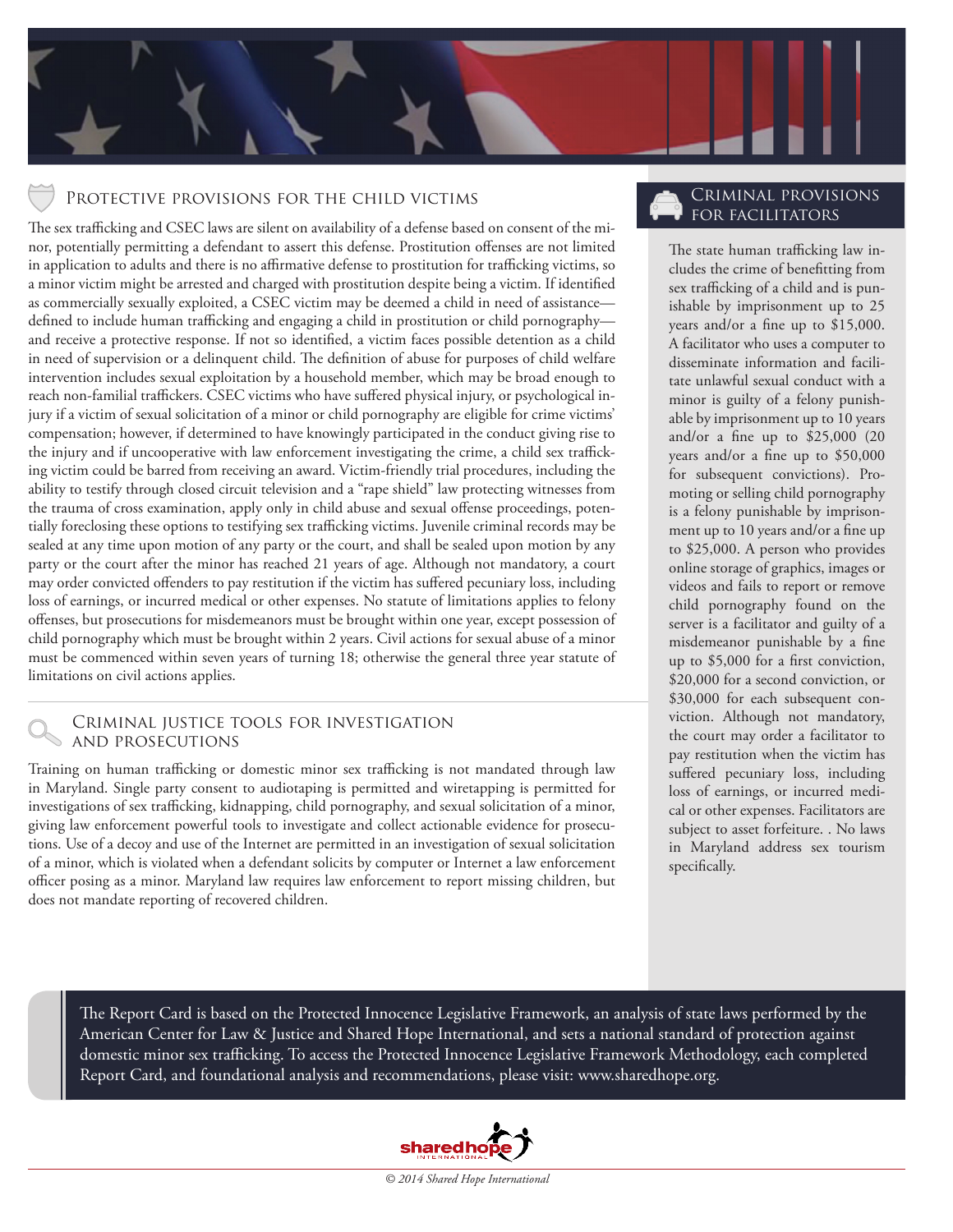## Protective provisions for the child victims

The sex trafficking and CSEC laws are silent on availability of a defense based on consent of the minor, potentially permitting a defendant to assert this defense. Prostitution offenses are not limited in application to adults and there is no affirmative defense to prostitution for trafficking victims, so a minor victim might be arrested and charged with prostitution despite being a victim. If identified as commercially sexually exploited, a CSEC victim may be deemed a child in need of assistance—defined to include human trafficking and engaging a child in prostitution or child pornography—and receive a protective response. If not so identified, a victim faces possible detention as a child in need of supervision or a delinquent child. The definition of abuse for purposes of child welfare intervention includes sexual exploitation by a household member, which may be broad enough to reach non-familial traffickers. CSEC victims who have suffered physical injury, or psychological injury if a victim of sexual solicitation of a minor or child pornography are eligible for crime victims' compensation; however, if determined to have knowingly participated in the conduct giving rise to the injury and if uncooperative with law enforcement investigating the crime, a child sex trafficking victim could be barred from receiving an award. Victim-friendly trial procedures, including the ability to testify through closed circuit television and a "rape shield" law protecting witnesses from the trauma of cross examination, apply only in child abuse and sexual offense proceedings, potentially foreclosing these options to testifying sex trafficking victims. Juvenile criminal records may be sealed at any time upon motion of any party or the court, and shall be sealed upon motion by any party or the court after the minor has reached 21 years of age. Although not mandatory, a court may order convicted offenders to pay restitution if the victim has suffered pecuniary loss, including loss of earnings, or incurred medical or other expenses. No statute of limitations applies to felony offenses, but prosecutions for misdemeanors must be brought within one year, except possession of child pornography which must be brought within 2 years. Civil actions for sexual abuse of a minor must be commenced within seven years of turning 18; otherwise the general three year statute of limitations on civil actions applies.

## Criminal justice tools for investigation and prosecutions

Training on human trafficking or domestic minor sex trafficking is not mandated through law in Maryland. Single party consent to audiotaping is permitted and wiretapping is permitted for investigations of sex trafficking, kidnapping, child pornography, and sexual solicitation of a minor, giving law enforcement powerful tools to investigate and collect actionable evidence for prosecutions. Use of a decoy and use of the Internet are permitted in an investigation of sexual solicitation of a minor, which is violated when a defendant solicits by computer or Internet a law enforcement officer posing as a minor. Maryland law requires law enforcement to report missing children, but does not mandate reporting of recovered children.

## Criminal provisions for facilitators

The state human trafficking law includes the crime of benefitting from sex trafficking of a child and is punishable by imprisonment up to 25 years and/or a fine up to $15,000. A facilitator who uses a computer to disseminate information and facilitate unlawful sexual conduct with a minor is guilty of a felony punishable by imprisonment up to 10 years and/or a fine up to $25,000 (20 years and/or a fine up to $50,000 for subsequent convictions). Promoting or selling child pornography is a felony punishable by imprisonment up to 10 years and/or a fine up to $25,000. A person who provides online storage of graphics, images or videos and fails to report or remove child pornography found on the server is a facilitator and guilty of a misdemeanor punishable by a fine up to $5,000 for a first conviction, $20,000 for a second conviction, or $30,000 for each subsequent conviction. Although not mandatory, the court may order a facilitator to pay restitution when the victim has suffered pecuniary loss, including loss of earnings, or incurred medical or other expenses. Facilitators are subject to asset forfeiture. . No laws in Maryland address sex tourism specifically.

The Report Card is based on the Protected Innocence Legislative Framework, an analysis of state laws performed by the American Center for Law & Justice and Shared Hope International, and sets a national standard of protection against domestic minor sex trafficking. To access the Protected Innocence Legislative Framework Methodology, each completed Report Card, and foundational analysis and recommendations, please visit: www.sharedhope.org.

*© 2014 Shared Hope International*